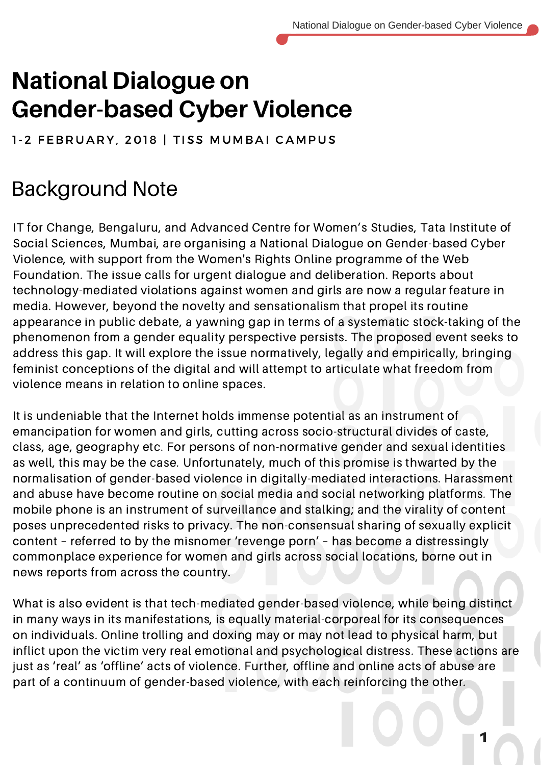# National Dialogue on Gender-based Cyber Violence

1-2 FEBRUARY, 2018 | TISS MUMBAI CAMPUS

## Background Note

IT for Change, Bengaluru, and Advanced Centre for Women's Studies, Tata Institute of Social Sciences, Mumbai, are organising a National Dialogue on Gender-based Cyber Violence, with support from the Women's Rights Online programme of the Web Foundation. The issue calls for urgent dialogue and deliberation. Reports about technology-mediated violations against women and girls are now a regular feature in media. However, beyond the novelty and sensationalism that propel its routine appearance in public debate, a yawning gap in terms of a systematic stock-taking of the phenomenon from a gender equality perspective persists. The proposed event seeks to address this gap. It will explore the issue normatively, legally and empirically, bringing feminist conceptions of the digital and will attempt to articulate what freedom from violence means in relation to online spaces.

It is undeniable that the Internet holds immense potential as an instrument of emancipation for women and girls, cutting across socio-structural divides of caste, class, age, geography etc. For persons of non-normative gender and sexual identities as well, this may be the case. Unfortunately, much of this promise is thwarted by the normalisation of gender-based violence in digitally-mediated interactions. Harassment and abuse have become routine on social media and social networking platforms. The mobile phone is an instrument of surveillance and stalking; and the virality of content poses unprecedented risks to privacy. The non-consensual sharing of sexually explicit content – referred to by the misnomer 'revenge porn' – has become a distressingly commonplace experience for women and girls across social locations, borne out in news reports from across the country.

What is also evident is that tech-mediated gender-based violence, while being distinct in many ways in its manifestations, is equally material-corporeal for its consequences on individuals. Online trolling and doxing may or may not lead to physical harm, but inflict upon the victim very real emotional and psychological distress. These actions are just as 'real' as 'offline' acts of violence. Further, offline and online acts of abuse are part of a continuum of gender-based violence, with each reinforcing the other.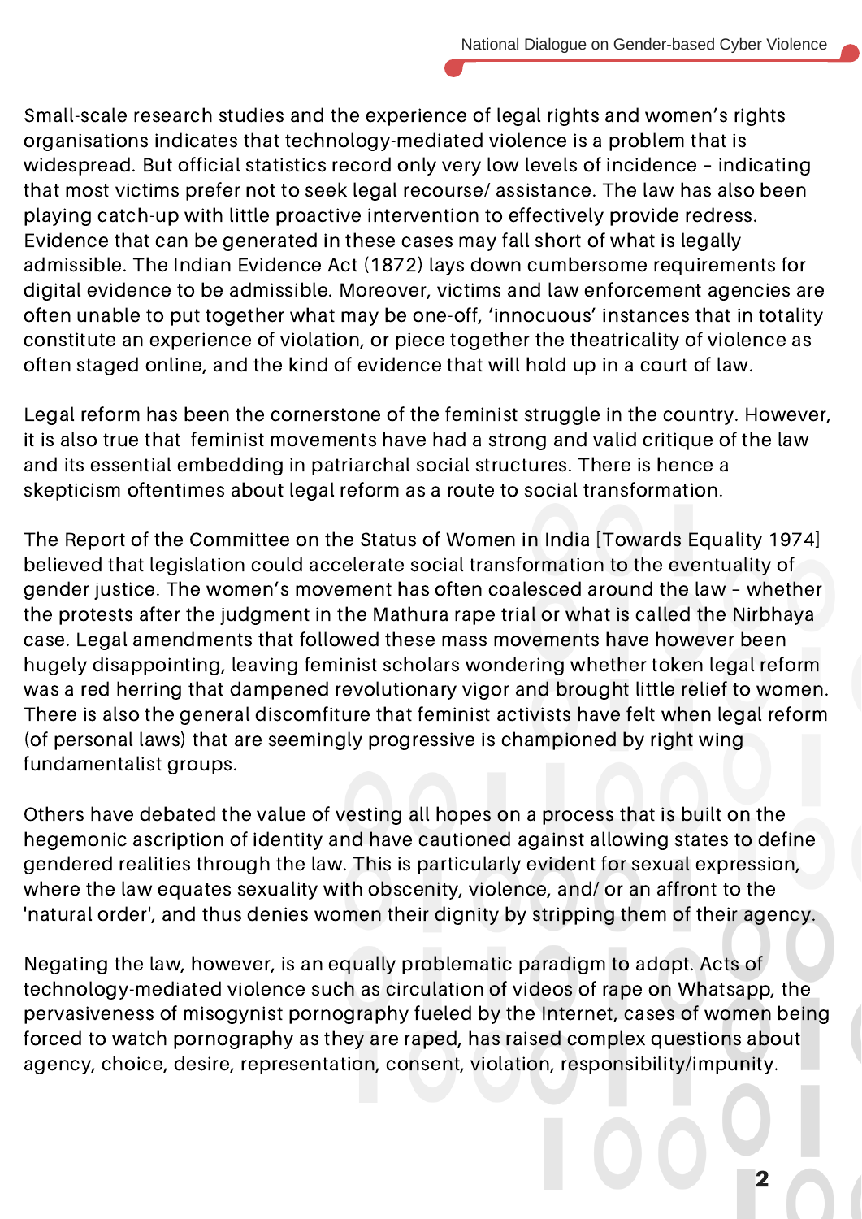Small-scale research studies and the experience of legal rights and women's rights organisations indicates that technology-mediated violence is a problem that is widespread. But official statistics record only very low levels of incidence – indicating that most victims prefer not to seek legal recourse/ assistance. The law has also been playing catch-up with little proactive intervention to effectively provide redress. Evidence that can be generated in these cases may fall short of what is legally admissible. The Indian Evidence Act (1872) lays down cumbersome requirements for digital evidence to be admissible. Moreover, victims and law enforcement agencies are often unable to put together what may be one-off, 'innocuous' instances that in totality constitute an experience of violation, or piece together the theatricality of violence as often staged online, and the kind of evidence that will hold up in a court of law.

Legal reform has been the cornerstone of the feminist struggle in the country. However, it is also true that feminist movements have had a strong and valid critique of the law and its essential embedding in patriarchal social structures. There is hence a skepticism oftentimes about legal reform as a route to social transformation.

The Report of the Committee on the Status of Women in India [Towards Equality 1974] believed that legislation could accelerate social transformation to the eventuality of gender justice. The women's movement has often coalesced around the law – whether the protests after the judgment in the Mathura rape trial or what is called the Nirbhaya case. Legal amendments that followed these mass movements have however been hugely disappointing, leaving feminist scholars wondering whether token legal reform was a red herring that dampened revolutionary vigor and brought little relief to women. There is also the general discomfiture that feminist activists have felt when legal reform (of personal laws) that are seemingly progressive is championed by right wing fundamentalist groups.

Others have debated the value of vesting all hopes on a process that is built on the hegemonic ascription of identity and have cautioned against allowing states to define gendered realities through the law. This is particularly evident for sexual expression, where the law equates sexuality with obscenity, violence, and/ or an affront to the 'natural order', and thus denies women their dignity by stripping them of their agency.

Negating the law, however, is an equally problematic paradigm to adopt. Acts of technology-mediated violence such as circulation of videos of rape on Whatsapp, the pervasiveness of misogynist pornography fueled by the Internet, cases of women being forced to watch pornography as they are raped, has raised complex questions about agency, choice, desire, representation, consent, violation, responsibility/impunity.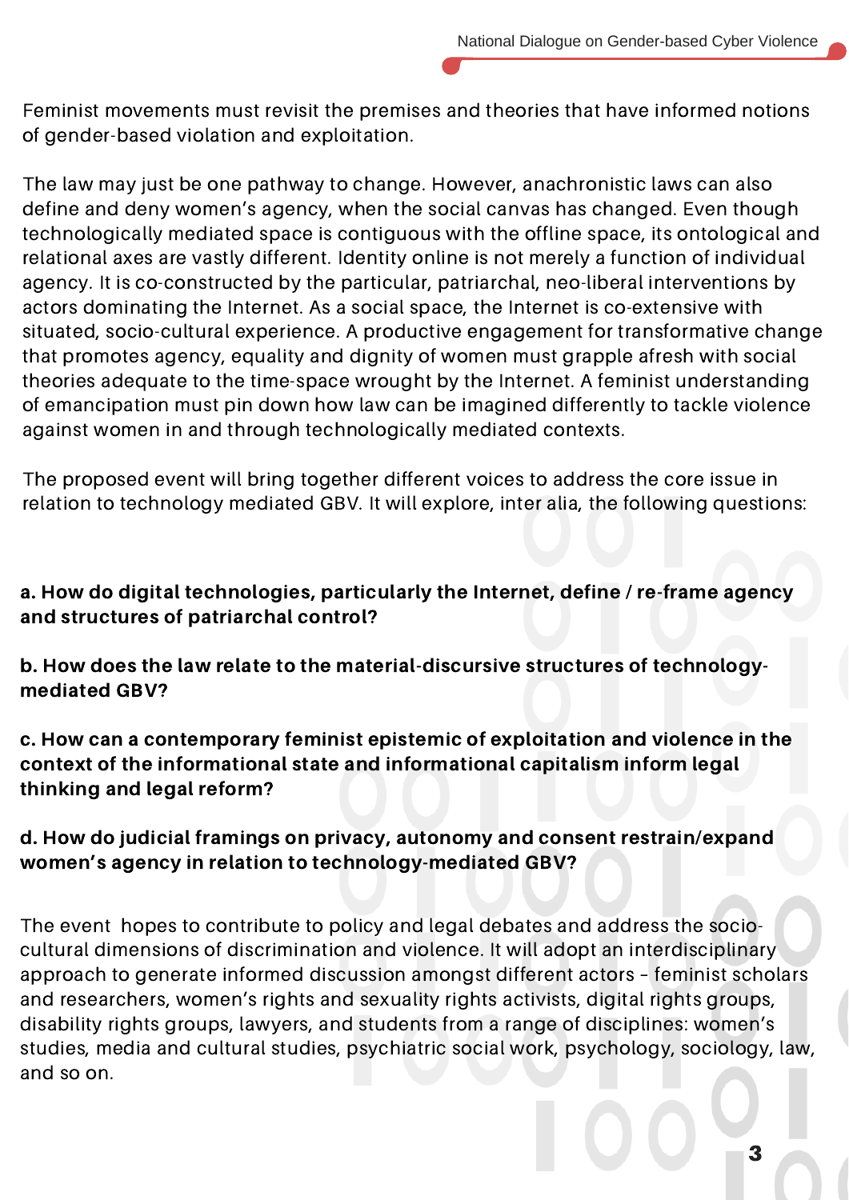Feminist movements must revisit the premises and theories that have informed notions of gender-based violation and exploitation.

The law may just be one pathway to change. However, anachronistic laws can also define and deny women's agency, when the social canvas has changed. Even though technologically mediated space is contiguous with the offline space, its ontological and relational axes are vastly different. Identity online is not merely a function of individual agency. It is co-constructed by the particular, patriarchal, neo-liberal interventions by actors dominating the Internet. As a social space, the Internet is co-extensive with situated, socio-cultural experience. A productive engagement for transformative change that promotes agency, equality and dignity of women must grapple afresh with social theories adequate to the time-space wrought by the Internet. A feminist understanding of emancipation must pin down how law can be imagined differently to tackle violence against women in and through technologically mediated contexts.

The proposed event will bring together different voices to address the core issue in relation to technology mediated GBV. It will explore, inter alia, the following questions:

**a. How do digital technologies, particularly the Internet, define / re-frame agency and structures of patriarchal control?**

**b. How does the law relate to the material-discursive structures of technology-mediated GBV?**

**c. How can a contemporary feminist epistemic of exploitation and violence in the context of the informational state and informational capitalism inform legal thinking and legal reform?**

**d. How do judicial framings on privacy, autonomy and consent restrain/expand women's agency in relation to technology-mediated GBV?**

The event hopes to contribute to policy and legal debates and address the socio-cultural dimensions of discrimination and violence. It will adopt an interdisciplinary approach to generate informed discussion amongst different actors – feminist scholars and researchers, women's rights and sexuality rights activists, digital rights groups, disability rights groups, lawyers, and students from a range of disciplines: women's studies, media and cultural studies, psychiatric social work, psychology, sociology, law, and so on.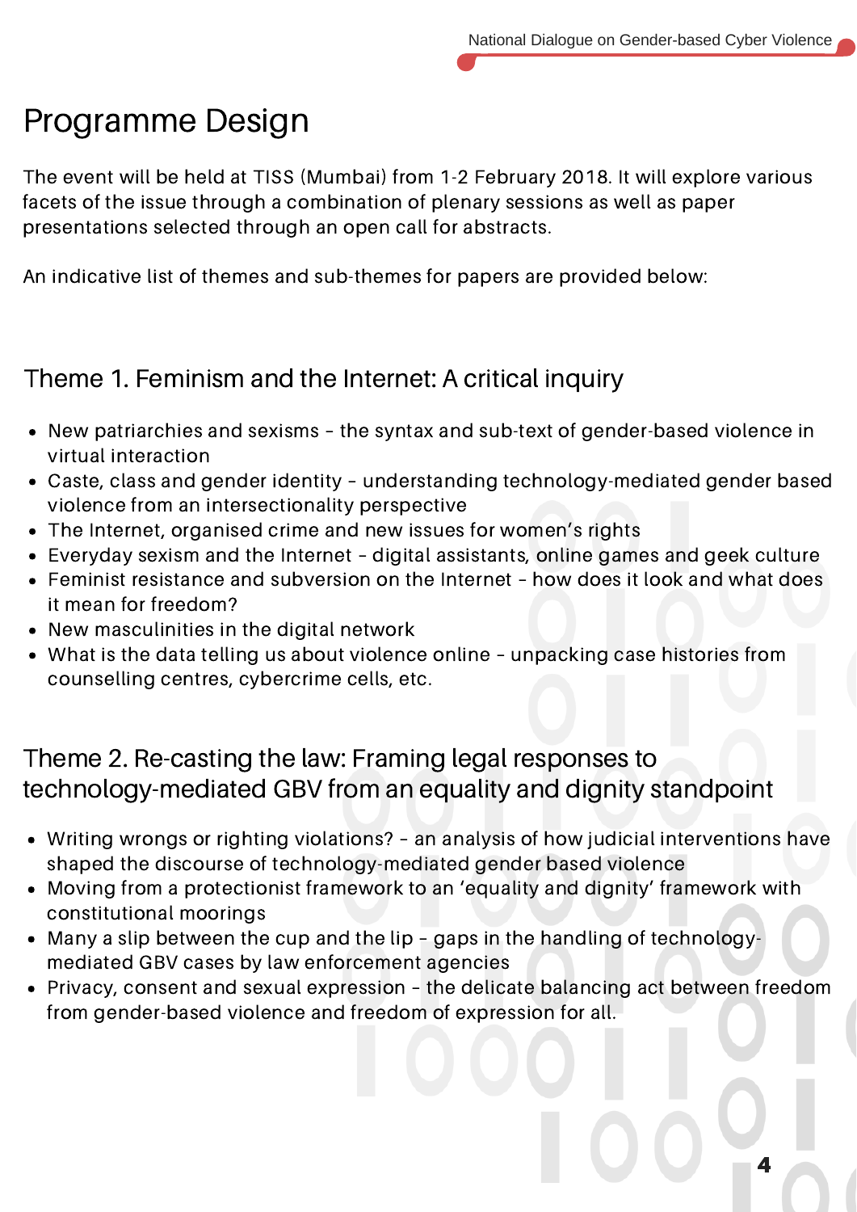# Programme Design

The event will be held at TISS (Mumbai) from 1-2 February 2018. It will explore various facets of the issue through a combination of plenary sessions as well as paper presentations selected through an open call for abstracts.

An indicative list of themes and sub-themes for papers are provided below:

## Theme 1. Feminism and the Internet: A critical inquiry

- New patriarchies and sexisms – the syntax and sub-text of gender-based violence in virtual interaction
- Caste, class and gender identity – understanding technology-mediated gender based violence from an intersectionality perspective
- The Internet, organised crime and new issues for women's rights
- Everyday sexism and the Internet – digital assistants, online games and geek culture
- Feminist resistance and subversion on the Internet – how does it look and what does it mean for freedom?
- New masculinities in the digital network
- What is the data telling us about violence online – unpacking case histories from counselling centres, cybercrime cells, etc.

## Theme 2. Re-casting the law: Framing legal responses to technology-mediated GBV from an equality and dignity standpoint

- Writing wrongs or righting violations? – an analysis of how judicial interventions have shaped the discourse of technology-mediated gender based violence
- Moving from a protectionist framework to an 'equality and dignity' framework with constitutional moorings
- Many a slip between the cup and the lip – gaps in the handling of technology-mediated GBV cases by law enforcement agencies
- Privacy, consent and sexual expression – the delicate balancing act between freedom from gender-based violence and freedom of expression for all.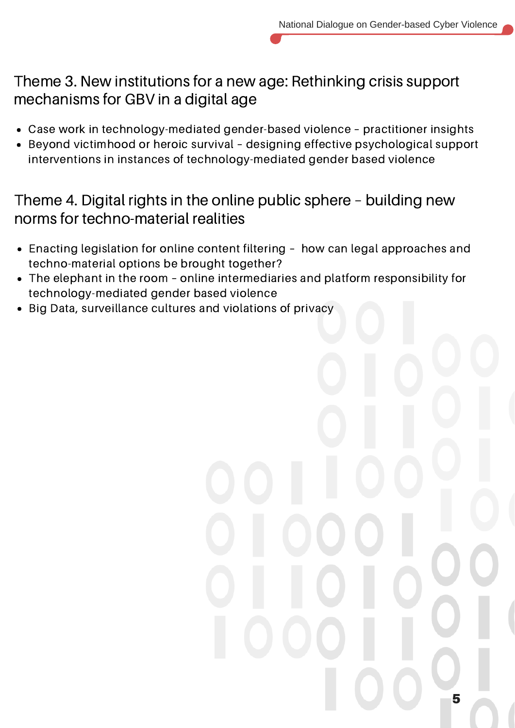## Theme 3. New institutions for a new age: Rethinking crisis support mechanisms for GBV in a digital age

- Case work in technology-mediated gender-based violence – practitioner insights
- Beyond victimhood or heroic survival – designing effective psychological support interventions in instances of technology-mediated gender based violence

## Theme 4. Digital rights in the online public sphere – building new norms for techno-material realities

- Enacting legislation for online content filtering – how can legal approaches and techno-material options be brought together?
- The elephant in the room – online intermediaries and platform responsibility for technology-mediated gender based violence
- Big Data, surveillance cultures and violations of privacy